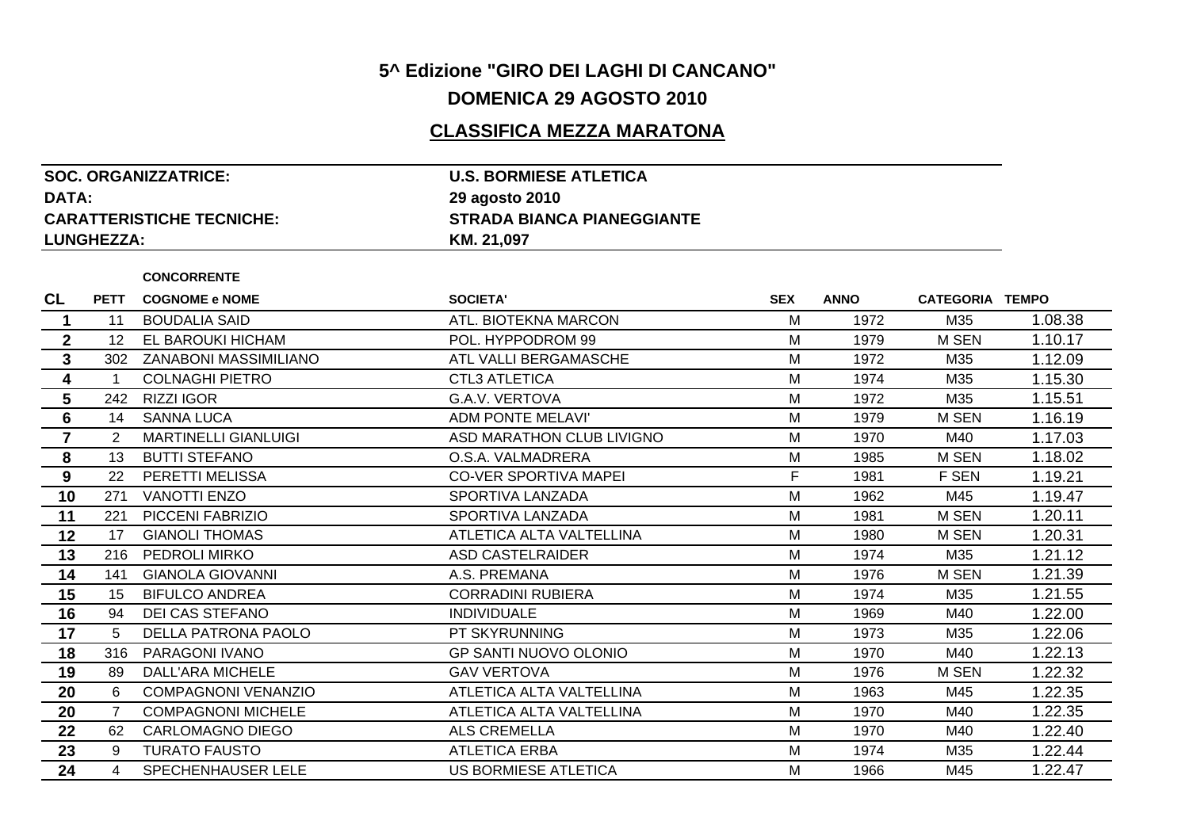# 5^ Edizione "GIRO DEI LAGHI DI CANCANO"

## DOMENICA 29 AGOSTO 2010

## CLASSIFICA MEZZA MARATONA

| | |
|---|---|
| **SOC. ORGANIZZATRICE:** | **U.S. BORMIESE ATLETICA** |
| **DATA:** | **29 agosto 2010** |
| **CARATTERISTICHE TECNICHE:** | **STRADA BIANCA PIANEGGIANTE** |
| **LUNGHEZZA:** | **KM. 21,097** |

| CL | PETT | CONCORRENTE<br>COGNOME e NOME | SOCIETA' | SEX | ANNO | CATEGORIA | TEMPO |
|---|---|---|---|---|---|---|---|
| 1 | 11 | BOUDALIA SAID | ATL. BIOTEKNA MARCON | M | 1972 | M35 | 1.08.38 |
| 2 | 12 | EL BAROUKI HICHAM | POL. HYPPODROM 99 | M | 1979 | M SEN | 1.10.17 |
| 3 | 302 | ZANABONI MASSIMILIANO | ATL VALLI BERGAMASCHE | M | 1972 | M35 | 1.12.09 |
| 4 | 1 | COLNAGHI PIETRO | CTL3 ATLETICA | M | 1974 | M35 | 1.15.30 |
| 5 | 242 | RIZZI IGOR | G.A.V. VERTOVA | M | 1972 | M35 | 1.15.51 |
| 6 | 14 | SANNA LUCA | ADM PONTE MELAVI' | M | 1979 | M SEN | 1.16.19 |
| 7 | 2 | MARTINELLI GIANLUIGI | ASD MARATHON CLUB LIVIGNO | M | 1970 | M40 | 1.17.03 |
| 8 | 13 | BUTTI STEFANO | O.S.A. VALMADRERA | M | 1985 | M SEN | 1.18.02 |
| 9 | 22 | PERETTI MELISSA | CO-VER SPORTIVA MAPEI | F | 1981 | F SEN | 1.19.21 |
| 10 | 271 | VANOTTI ENZO | SPORTIVA LANZADA | M | 1962 | M45 | 1.19.47 |
| 11 | 221 | PICCENI FABRIZIO | SPORTIVA LANZADA | M | 1981 | M SEN | 1.20.11 |
| 12 | 17 | GIANOLI THOMAS | ATLETICA ALTA VALTELLINA | M | 1980 | M SEN | 1.20.31 |
| 13 | 216 | PEDROLI MIRKO | ASD CASTELRAIDER | M | 1974 | M35 | 1.21.12 |
| 14 | 141 | GIANOLA GIOVANNI | A.S. PREMANA | M | 1976 | M SEN | 1.21.39 |
| 15 | 15 | BIFULCO ANDREA | CORRADINI RUBIERA | M | 1974 | M35 | 1.21.55 |
| 16 | 94 | DEI CAS STEFANO | INDIVIDUALE | M | 1969 | M40 | 1.22.00 |
| 17 | 5 | DELLA PATRONA PAOLO | PT SKYRUNNING | M | 1973 | M35 | 1.22.06 |
| 18 | 316 | PARAGONI IVANO | GP SANTI NUOVO OLONIO | M | 1970 | M40 | 1.22.13 |
| 19 | 89 | DALL'ARA MICHELE | GAV VERTOVA | M | 1976 | M SEN | 1.22.32 |
| 20 | 6 | COMPAGNONI VENANZIO | ATLETICA ALTA VALTELLINA | M | 1963 | M45 | 1.22.35 |
| 20 | 7 | COMPAGNONI MICHELE | ATLETICA ALTA VALTELLINA | M | 1970 | M40 | 1.22.35 |
| 22 | 62 | CARLOMAGNO DIEGO | ALS CREMELLA | M | 1970 | M40 | 1.22.40 |
| 23 | 9 | TURATO FAUSTO | ATLETICA ERBA | M | 1974 | M35 | 1.22.44 |
| 24 | 4 | SPECHENHAUSER LELE | US BORMIESE ATLETICA | M | 1966 | M45 | 1.22.47 |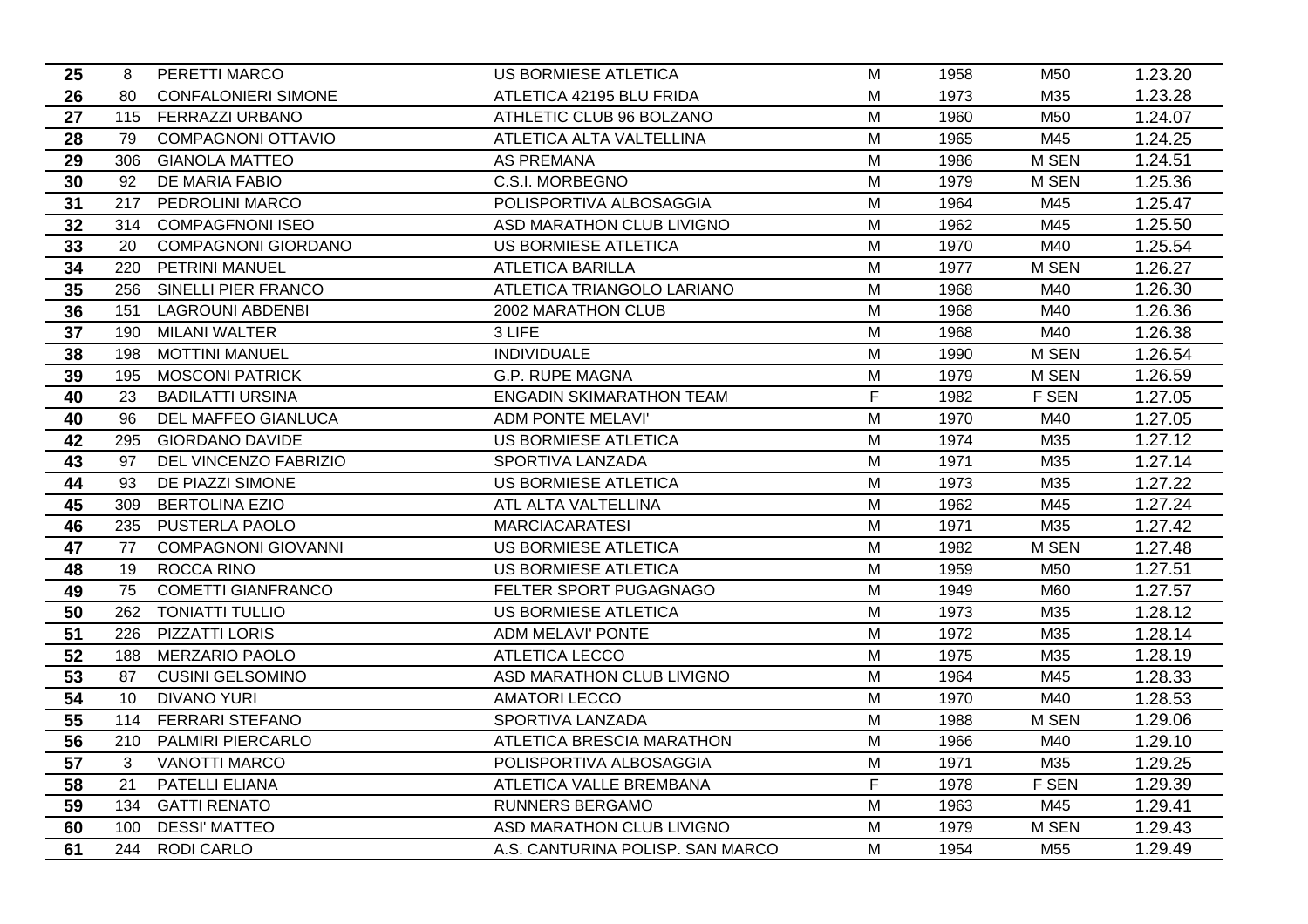| 25 | 8 | PERETTI MARCO | US BORMIESE ATLETICA | M | 1958 | M50 | 1.23.20 |
|---|---|---|---|---|---|---|---|
| 26 | 80 | CONFALONIERI SIMONE | ATLETICA 42195 BLU FRIDA | M | 1973 | M35 | 1.23.28 |
| 27 | 115 | FERRAZZI URBANO | ATHLETIC CLUB 96 BOLZANO | M | 1960 | M50 | 1.24.07 |
| 28 | 79 | COMPAGNONI OTTAVIO | ATLETICA ALTA VALTELLINA | M | 1965 | M45 | 1.24.25 |
| 29 | 306 | GIANOLA MATTEO | AS PREMANA | M | 1986 | M SEN | 1.24.51 |
| 30 | 92 | DE MARIA FABIO | C.S.I. MORBEGNO | M | 1979 | M SEN | 1.25.36 |
| 31 | 217 | PEDROLINI MARCO | POLISPORTIVA ALBOSAGGIA | M | 1964 | M45 | 1.25.47 |
| 32 | 314 | COMPAGFNONI ISEO | ASD MARATHON CLUB LIVIGNO | M | 1962 | M45 | 1.25.50 |
| 33 | 20 | COMPAGNONI GIORDANO | US BORMIESE ATLETICA | M | 1970 | M40 | 1.25.54 |
| 34 | 220 | PETRINI MANUEL | ATLETICA BARILLA | M | 1977 | M SEN | 1.26.27 |
| 35 | 256 | SINELLI PIER FRANCO | ATLETICA TRIANGOLO LARIANO | M | 1968 | M40 | 1.26.30 |
| 36 | 151 | LAGROUNI ABDENBI | 2002 MARATHON CLUB | M | 1968 | M40 | 1.26.36 |
| 37 | 190 | MILANI WALTER | 3 LIFE | M | 1968 | M40 | 1.26.38 |
| 38 | 198 | MOTTINI MANUEL | INDIVIDUALE | M | 1990 | M SEN | 1.26.54 |
| 39 | 195 | MOSCONI PATRICK | G.P. RUPE MAGNA | M | 1979 | M SEN | 1.26.59 |
| 40 | 23 | BADILATTI URSINA | ENGADIN SKIMARATHON TEAM | F | 1982 | F SEN | 1.27.05 |
| 40 | 96 | DEL MAFFEO GIANLUCA | ADM PONTE MELAVI' | M | 1970 | M40 | 1.27.05 |
| 42 | 295 | GIORDANO DAVIDE | US BORMIESE ATLETICA | M | 1974 | M35 | 1.27.12 |
| 43 | 97 | DEL VINCENZO FABRIZIO | SPORTIVA LANZADA | M | 1971 | M35 | 1.27.14 |
| 44 | 93 | DE PIAZZI SIMONE | US BORMIESE ATLETICA | M | 1973 | M35 | 1.27.22 |
| 45 | 309 | BERTOLINA EZIO | ATL ALTA VALTELLINA | M | 1962 | M45 | 1.27.24 |
| 46 | 235 | PUSTERLA PAOLO | MARCIACARATESI | M | 1971 | M35 | 1.27.42 |
| 47 | 77 | COMPAGNONI GIOVANNI | US BORMIESE ATLETICA | M | 1982 | M SEN | 1.27.48 |
| 48 | 19 | ROCCA RINO | US BORMIESE ATLETICA | M | 1959 | M50 | 1.27.51 |
| 49 | 75 | COMETTI GIANFRANCO | FELTER SPORT PUGAGNAGO | M | 1949 | M60 | 1.27.57 |
| 50 | 262 | TONIATTI TULLIO | US BORMIESE ATLETICA | M | 1973 | M35 | 1.28.12 |
| 51 | 226 | PIZZATTI LORIS | ADM MELAVI' PONTE | M | 1972 | M35 | 1.28.14 |
| 52 | 188 | MERZARIO PAOLO | ATLETICA LECCO | M | 1975 | M35 | 1.28.19 |
| 53 | 87 | CUSINI GELSOMINO | ASD MARATHON CLUB LIVIGNO | M | 1964 | M45 | 1.28.33 |
| 54 | 10 | DIVANO YURI | AMATORI LECCO | M | 1970 | M40 | 1.28.53 |
| 55 | 114 | FERRARI STEFANO | SPORTIVA LANZADA | M | 1988 | M SEN | 1.29.06 |
| 56 | 210 | PALMIRI PIERCARLO | ATLETICA BRESCIA MARATHON | M | 1966 | M40 | 1.29.10 |
| 57 | 3 | VANOTTI MARCO | POLISPORTIVA ALBOSAGGIA | M | 1971 | M35 | 1.29.25 |
| 58 | 21 | PATELLI ELIANA | ATLETICA VALLE BREMBANA | F | 1978 | F SEN | 1.29.39 |
| 59 | 134 | GATTI RENATO | RUNNERS BERGAMO | M | 1963 | M45 | 1.29.41 |
| 60 | 100 | DESSI' MATTEO | ASD MARATHON CLUB LIVIGNO | M | 1979 | M SEN | 1.29.43 |
| 61 | 244 | RODI CARLO | A.S. CANTURINA POLISP. SAN MARCO | M | 1954 | M55 | 1.29.49 |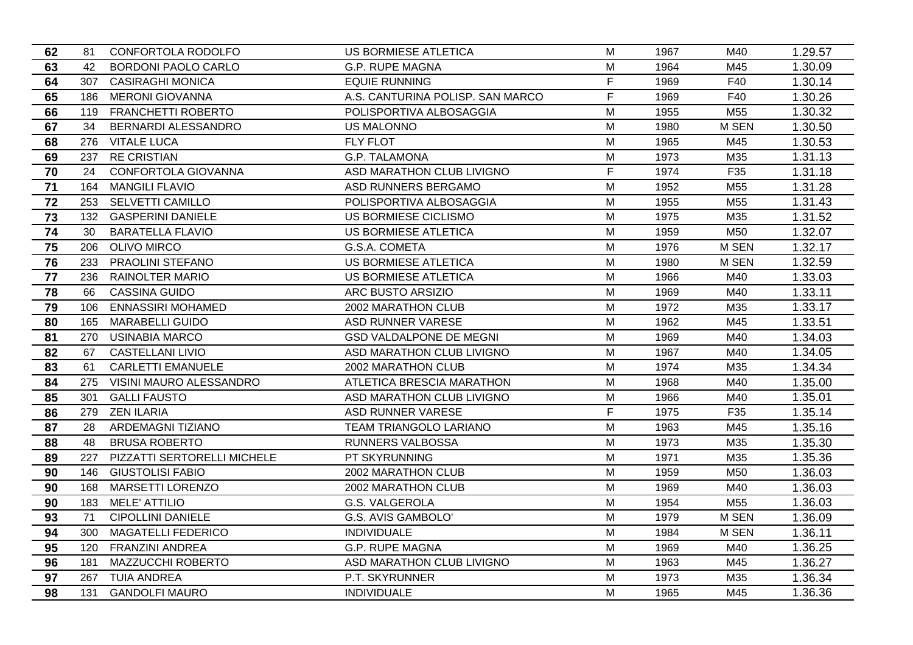| 62 | 81 | CONFORTOLA RODOLFO | US BORMIESE ATLETICA | M | 1967 | M40 | 1.29.57 |
|---|---|---|---|---|---|---|---|
| 63 | 42 | BORDONI PAOLO CARLO | G.P. RUPE MAGNA | M | 1964 | M45 | 1.30.09 |
| 64 | 307 | CASIRAGHI MONICA | EQUIE RUNNING | F | 1969 | F40 | 1.30.14 |
| 65 | 186 | MERONI GIOVANNA | A.S. CANTURINA POLISP. SAN MARCO | F | 1969 | F40 | 1.30.26 |
| 66 | 119 | FRANCHETTI ROBERTO | POLISPORTIVA ALBOSAGGIA | M | 1955 | M55 | 1.30.32 |
| 67 | 34 | BERNARDI ALESSANDRO | US MALONNO | M | 1980 | M SEN | 1.30.50 |
| 68 | 276 | VITALE LUCA | FLY FLOT | M | 1965 | M45 | 1.30.53 |
| 69 | 237 | RE CRISTIAN | G.P. TALAMONA | M | 1973 | M35 | 1.31.13 |
| 70 | 24 | CONFORTOLA GIOVANNA | ASD MARATHON CLUB LIVIGNO | F | 1974 | F35 | 1.31.18 |
| 71 | 164 | MANGILI FLAVIO | ASD RUNNERS BERGAMO | M | 1952 | M55 | 1.31.28 |
| 72 | 253 | SELVETTI CAMILLO | POLISPORTIVA ALBOSAGGIA | M | 1955 | M55 | 1.31.43 |
| 73 | 132 | GASPERINI DANIELE | US BORMIESE CICLISMO | M | 1975 | M35 | 1.31.52 |
| 74 | 30 | BARATELLA FLAVIO | US BORMIESE ATLETICA | M | 1959 | M50 | 1.32.07 |
| 75 | 206 | OLIVO MIRCO | G.S.A. COMETA | M | 1976 | M SEN | 1.32.17 |
| 76 | 233 | PRAOLINI STEFANO | US BORMIESE ATLETICA | M | 1980 | M SEN | 1.32.59 |
| 77 | 236 | RAINOLTER MARIO | US BORMIESE ATLETICA | M | 1966 | M40 | 1.33.03 |
| 78 | 66 | CASSINA GUIDO | ARC BUSTO ARSIZIO | M | 1969 | M40 | 1.33.11 |
| 79 | 106 | ENNASSIRI MOHAMED | 2002 MARATHON CLUB | M | 1972 | M35 | 1.33.17 |
| 80 | 165 | MARABELLI GUIDO | ASD RUNNER VARESE | M | 1962 | M45 | 1.33.51 |
| 81 | 270 | USINABIA MARCO | GSD VALDALPONE DE MEGNI | M | 1969 | M40 | 1.34.03 |
| 82 | 67 | CASTELLANI LIVIO | ASD MARATHON CLUB LIVIGNO | M | 1967 | M40 | 1.34.05 |
| 83 | 61 | CARLETTI EMANUELE | 2002 MARATHON CLUB | M | 1974 | M35 | 1.34.34 |
| 84 | 275 | VISINI MAURO ALESSANDRO | ATLETICA BRESCIA MARATHON | M | 1968 | M40 | 1.35.00 |
| 85 | 301 | GALLI FAUSTO | ASD MARATHON CLUB LIVIGNO | M | 1966 | M40 | 1.35.01 |
| 86 | 279 | ZEN ILARIA | ASD RUNNER VARESE | F | 1975 | F35 | 1.35.14 |
| 87 | 28 | ARDEMAGNI TIZIANO | TEAM TRIANGOLO LARIANO | M | 1963 | M45 | 1.35.16 |
| 88 | 48 | BRUSA ROBERTO | RUNNERS VALBOSSA | M | 1973 | M35 | 1.35.30 |
| 89 | 227 | PIZZATTI SERTORELLI MICHELE | PT SKYRUNNING | M | 1971 | M35 | 1.35.36 |
| 90 | 146 | GIUSTOLISI FABIO | 2002 MARATHON CLUB | M | 1959 | M50 | 1.36.03 |
| 90 | 168 | MARSETTI LORENZO | 2002 MARATHON CLUB | M | 1969 | M40 | 1.36.03 |
| 90 | 183 | MELE' ATTILIO | G.S. VALGEROLA | M | 1954 | M55 | 1.36.03 |
| 93 | 71 | CIPOLLINI DANIELE | G.S. AVIS GAMBOLO' | M | 1979 | M SEN | 1.36.09 |
| 94 | 300 | MAGATELLI FEDERICO | INDIVIDUALE | M | 1984 | M SEN | 1.36.11 |
| 95 | 120 | FRANZINI ANDREA | G.P. RUPE MAGNA | M | 1969 | M40 | 1.36.25 |
| 96 | 181 | MAZZUCCHI ROBERTO | ASD MARATHON CLUB LIVIGNO | M | 1963 | M45 | 1.36.27 |
| 97 | 267 | TUIA ANDREA | P.T. SKYRUNNER | M | 1973 | M35 | 1.36.34 |
| 98 | 131 | GANDOLFI MAURO | INDIVIDUALE | M | 1965 | M45 | 1.36.36 |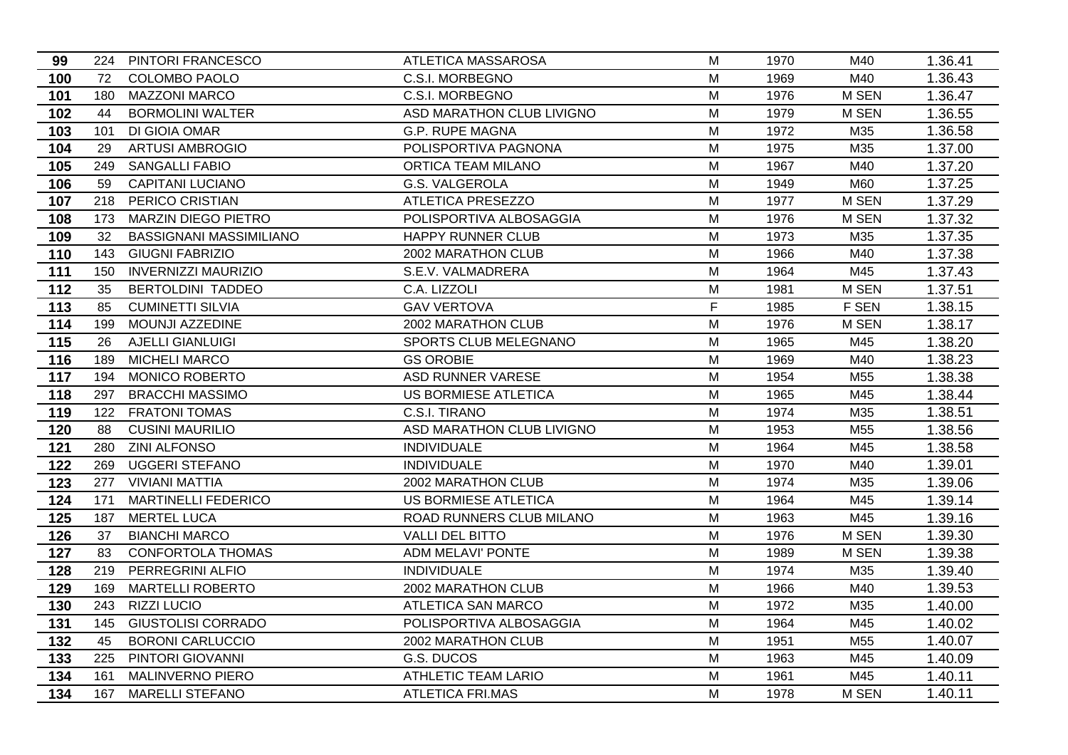| 99 | 224 | PINTORI FRANCESCO | ATLETICA MASSAROSA | M | 1970 | M40 | 1.36.41 |
|---|---|---|---|---|---|---|---|
| 100 | 72 | COLOMBO PAOLO | C.S.I. MORBEGNO | M | 1969 | M40 | 1.36.43 |
| 101 | 180 | MAZZONI MARCO | C.S.I. MORBEGNO | M | 1976 | M SEN | 1.36.47 |
| 102 | 44 | BORMOLINI WALTER | ASD MARATHON CLUB LIVIGNO | M | 1979 | M SEN | 1.36.55 |
| 103 | 101 | DI GIOIA OMAR | G.P. RUPE MAGNA | M | 1972 | M35 | 1.36.58 |
| 104 | 29 | ARTUSI AMBROGIO | POLISPORTIVA PAGNONA | M | 1975 | M35 | 1.37.00 |
| 105 | 249 | SANGALLI FABIO | ORTICA TEAM MILANO | M | 1967 | M40 | 1.37.20 |
| 106 | 59 | CAPITANI LUCIANO | G.S. VALGEROLA | M | 1949 | M60 | 1.37.25 |
| 107 | 218 | PERICO CRISTIAN | ATLETICA PRESEZZO | M | 1977 | M SEN | 1.37.29 |
| 108 | 173 | MARZIN DIEGO PIETRO | POLISPORTIVA ALBOSAGGIA | M | 1976 | M SEN | 1.37.32 |
| 109 | 32 | BASSIGNANI MASSIMILIANO | HAPPY RUNNER CLUB | M | 1973 | M35 | 1.37.35 |
| 110 | 143 | GIUGNI FABRIZIO | 2002 MARATHON CLUB | M | 1966 | M40 | 1.37.38 |
| 111 | 150 | INVERNIZZI MAURIZIO | S.E.V. VALMADRERA | M | 1964 | M45 | 1.37.43 |
| 112 | 35 | BERTOLDINI TADDEO | C.A. LIZZOLI | M | 1981 | M SEN | 1.37.51 |
| 113 | 85 | CUMINETTI SILVIA | GAV VERTOVA | F | 1985 | F SEN | 1.38.15 |
| 114 | 199 | MOUNJI AZZEDINE | 2002 MARATHON CLUB | M | 1976 | M SEN | 1.38.17 |
| 115 | 26 | AJELLI GIANLUIGI | SPORTS CLUB MELEGNANO | M | 1965 | M45 | 1.38.20 |
| 116 | 189 | MICHELI MARCO | GS OROBIE | M | 1969 | M40 | 1.38.23 |
| 117 | 194 | MONICO ROBERTO | ASD RUNNER VARESE | M | 1954 | M55 | 1.38.38 |
| 118 | 297 | BRACCHI MASSIMO | US BORMIESE ATLETICA | M | 1965 | M45 | 1.38.44 |
| 119 | 122 | FRATONI TOMAS | C.S.I. TIRANO | M | 1974 | M35 | 1.38.51 |
| 120 | 88 | CUSINI MAURILIO | ASD MARATHON CLUB LIVIGNO | M | 1953 | M55 | 1.38.56 |
| 121 | 280 | ZINI ALFONSO | INDIVIDUALE | M | 1964 | M45 | 1.38.58 |
| 122 | 269 | UGGERI STEFANO | INDIVIDUALE | M | 1970 | M40 | 1.39.01 |
| 123 | 277 | VIVIANI MATTIA | 2002 MARATHON CLUB | M | 1974 | M35 | 1.39.06 |
| 124 | 171 | MARTINELLI FEDERICO | US BORMIESE ATLETICA | M | 1964 | M45 | 1.39.14 |
| 125 | 187 | MERTEL LUCA | ROAD RUNNERS CLUB MILANO | M | 1963 | M45 | 1.39.16 |
| 126 | 37 | BIANCHI MARCO | VALLI DEL BITTO | M | 1976 | M SEN | 1.39.30 |
| 127 | 83 | CONFORTOLA THOMAS | ADM MELAVI' PONTE | M | 1989 | M SEN | 1.39.38 |
| 128 | 219 | PERREGRINI ALFIO | INDIVIDUALE | M | 1974 | M35 | 1.39.40 |
| 129 | 169 | MARTELLI ROBERTO | 2002 MARATHON CLUB | M | 1966 | M40 | 1.39.53 |
| 130 | 243 | RIZZI LUCIO | ATLETICA SAN MARCO | M | 1972 | M35 | 1.40.00 |
| 131 | 145 | GIUSTOLISI CORRADO | POLISPORTIVA ALBOSAGGIA | M | 1964 | M45 | 1.40.02 |
| 132 | 45 | BORONI CARLUCCIO | 2002 MARATHON CLUB | M | 1951 | M55 | 1.40.07 |
| 133 | 225 | PINTORI GIOVANNI | G.S. DUCOS | M | 1963 | M45 | 1.40.09 |
| 134 | 161 | MALINVERNO PIERO | ATHLETIC TEAM LARIO | M | 1961 | M45 | 1.40.11 |
| 134 | 167 | MARELLI STEFANO | ATLETICA FRI.MAS | M | 1978 | M SEN | 1.40.11 |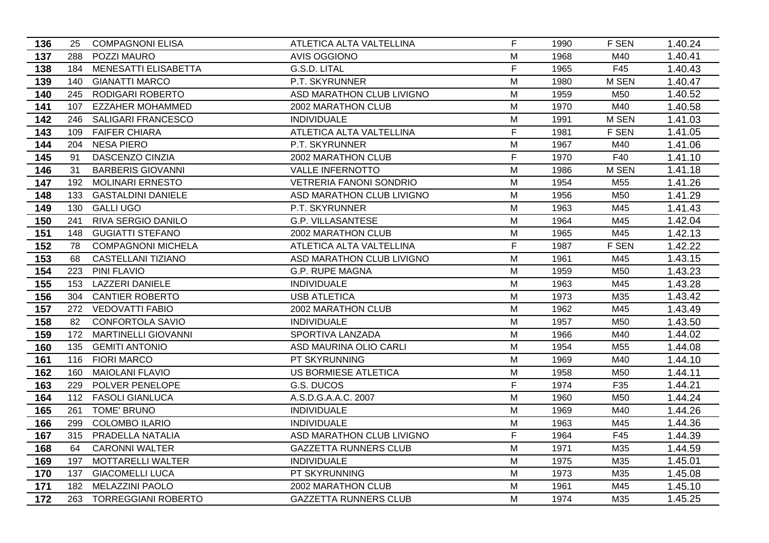| | | | | | | | |
|---|---|---|---|---|---|---|---|
| **136** | 25 | COMPAGNONI ELISA | ATLETICA ALTA VALTELLINA | F | 1990 | F SEN | 1.40.24 |
| **137** | 288 | POZZI MAURO | AVIS OGGIONO | M | 1968 | M40 | 1.40.41 |
| **138** | 184 | MENESATTI ELISABETTA | G.S.D. LITAL | F | 1965 | F45 | 1.40.43 |
| **139** | 140 | GIANATTI MARCO | P.T. SKYRUNNER | M | 1980 | M SEN | 1.40.47 |
| **140** | 245 | RODIGARI ROBERTO | ASD MARATHON CLUB LIVIGNO | M | 1959 | M50 | 1.40.52 |
| **141** | 107 | EZZAHER MOHAMMED | 2002 MARATHON CLUB | M | 1970 | M40 | 1.40.58 |
| **142** | 246 | SALIGARI FRANCESCO | INDIVIDUALE | M | 1991 | M SEN | 1.41.03 |
| **143** | 109 | FAIFER CHIARA | ATLETICA ALTA VALTELLINA | F | 1981 | F SEN | 1.41.05 |
| **144** | 204 | NESA PIERO | P.T. SKYRUNNER | M | 1967 | M40 | 1.41.06 |
| **145** | 91 | DASCENZO CINZIA | 2002 MARATHON CLUB | F | 1970 | F40 | 1.41.10 |
| **146** | 31 | BARBERIS GIOVANNI | VALLE INFERNOTTO | M | 1986 | M SEN | 1.41.18 |
| **147** | 192 | MOLINARI ERNESTO | VETRERIA FANONI SONDRIO | M | 1954 | M55 | 1.41.26 |
| **148** | 133 | GASTALDINI DANIELE | ASD MARATHON CLUB LIVIGNO | M | 1956 | M50 | 1.41.29 |
| **149** | 130 | GALLI UGO | P.T. SKYRUNNER | M | 1963 | M45 | 1.41.43 |
| **150** | 241 | RIVA SERGIO DANILO | G.P. VILLASANTESE | M | 1964 | M45 | 1.42.04 |
| **151** | 148 | GUGIATTI STEFANO | 2002 MARATHON CLUB | M | 1965 | M45 | 1.42.13 |
| **152** | 78 | COMPAGNONI MICHELA | ATLETICA ALTA VALTELLINA | F | 1987 | F SEN | 1.42.22 |
| **153** | 68 | CASTELLANI TIZIANO | ASD MARATHON CLUB LIVIGNO | M | 1961 | M45 | 1.43.15 |
| **154** | 223 | PINI FLAVIO | G.P. RUPE MAGNA | M | 1959 | M50 | 1.43.23 |
| **155** | 153 | LAZZERI DANIELE | INDIVIDUALE | M | 1963 | M45 | 1.43.28 |
| **156** | 304 | CANTIER ROBERTO | USB ATLETICA | M | 1973 | M35 | 1.43.42 |
| **157** | 272 | VEDOVATTI FABIO | 2002 MARATHON CLUB | M | 1962 | M45 | 1.43.49 |
| **158** | 82 | CONFORTOLA SAVIO | INDIVIDUALE | M | 1957 | M50 | 1.43.50 |
| **159** | 172 | MARTINELLI GIOVANNI | SPORTIVA LANZADA | M | 1966 | M40 | 1.44.02 |
| **160** | 135 | GEMITI ANTONIO | ASD MAURINA OLIO CARLI | M | 1954 | M55 | 1.44.08 |
| **161** | 116 | FIORI MARCO | PT SKYRUNNING | M | 1969 | M40 | 1.44.10 |
| **162** | 160 | MAIOLANI FLAVIO | US BORMIESE ATLETICA | M | 1958 | M50 | 1.44.11 |
| **163** | 229 | POLVER PENELOPE | G.S. DUCOS | F | 1974 | F35 | 1.44.21 |
| **164** | 112 | FASOLI GIANLUCA | A.S.D.G.A.A.C. 2007 | M | 1960 | M50 | 1.44.24 |
| **165** | 261 | TOME' BRUNO | INDIVIDUALE | M | 1969 | M40 | 1.44.26 |
| **166** | 299 | COLOMBO ILARIO | INDIVIDUALE | M | 1963 | M45 | 1.44.36 |
| **167** | 315 | PRADELLA NATALIA | ASD MARATHON CLUB LIVIGNO | F | 1964 | F45 | 1.44.39 |
| **168** | 64 | CARONNI WALTER | GAZZETTA RUNNERS CLUB | M | 1971 | M35 | 1.44.59 |
| **169** | 197 | MOTTARELLI WALTER | INDIVIDUALE | M | 1975 | M35 | 1.45.01 |
| **170** | 137 | GIACOMELLI LUCA | PT SKYRUNNING | M | 1973 | M35 | 1.45.08 |
| **171** | 182 | MELAZZINI PAOLO | 2002 MARATHON CLUB | M | 1961 | M45 | 1.45.10 |
| **172** | 263 | TORREGGIANI ROBERTO | GAZZETTA RUNNERS CLUB | M | 1974 | M35 | 1.45.25 |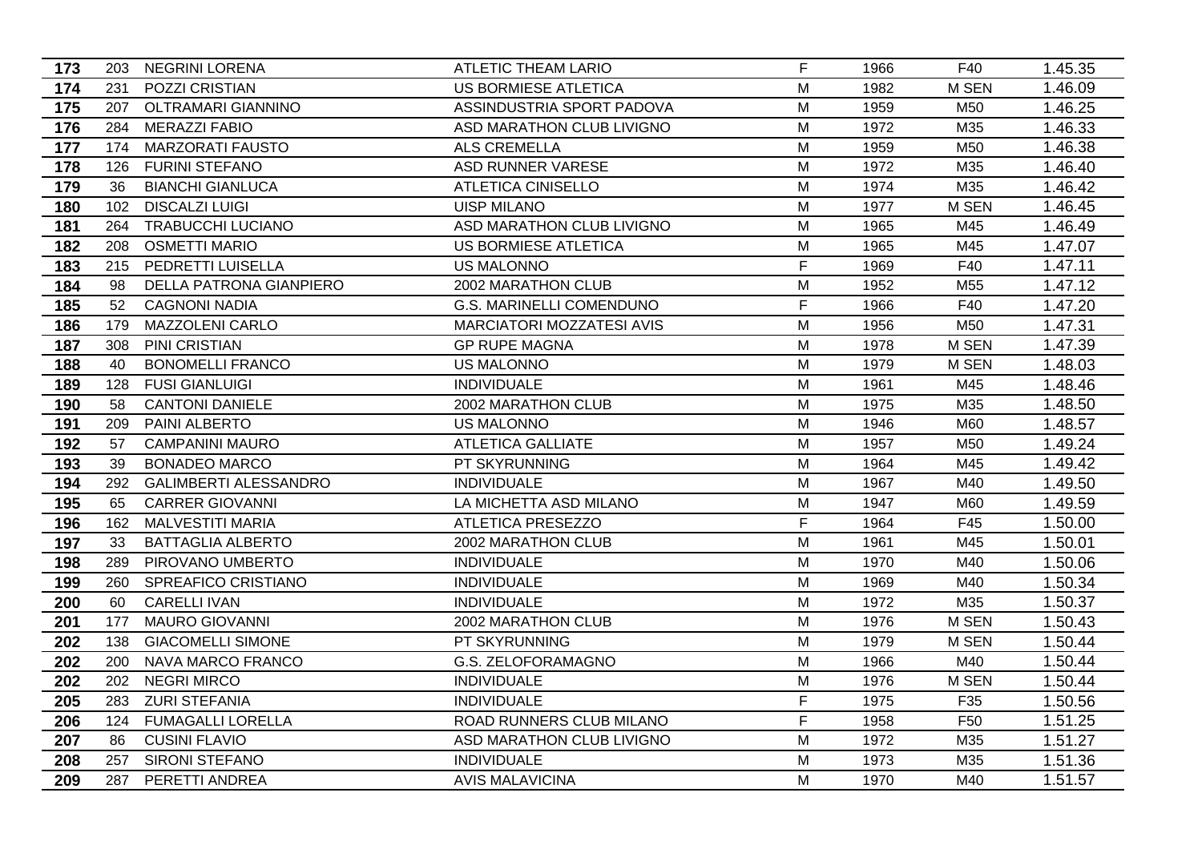| | | | | | | | |
|---|---|---|---|---|---|---|---|
| **173** | 203 | NEGRINI LORENA | ATLETIC THEAM LARIO | F | 1966 | F40 | 1.45.35 |
| **174** | 231 | POZZI CRISTIAN | US BORMIESE ATLETICA | M | 1982 | M SEN | 1.46.09 |
| **175** | 207 | OLTRAMARI GIANNINO | ASSINDUSTRIA SPORT PADOVA | M | 1959 | M50 | 1.46.25 |
| **176** | 284 | MERAZZI FABIO | ASD MARATHON CLUB LIVIGNO | M | 1972 | M35 | 1.46.33 |
| **177** | 174 | MARZORATI FAUSTO | ALS CREMELLA | M | 1959 | M50 | 1.46.38 |
| **178** | 126 | FURINI STEFANO | ASD RUNNER VARESE | M | 1972 | M35 | 1.46.40 |
| **179** | 36 | BIANCHI GIANLUCA | ATLETICA CINISELLO | M | 1974 | M35 | 1.46.42 |
| **180** | 102 | DISCALZI LUIGI | UISP MILANO | M | 1977 | M SEN | 1.46.45 |
| **181** | 264 | TRABUCCHI LUCIANO | ASD MARATHON CLUB LIVIGNO | M | 1965 | M45 | 1.46.49 |
| **182** | 208 | OSMETTI MARIO | US BORMIESE ATLETICA | M | 1965 | M45 | 1.47.07 |
| **183** | 215 | PEDRETTI LUISELLA | US MALONNO | F | 1969 | F40 | 1.47.11 |
| **184** | 98 | DELLA PATRONA GIANPIERO | 2002 MARATHON CLUB | M | 1952 | M55 | 1.47.12 |
| **185** | 52 | CAGNONI NADIA | G.S. MARINELLI COMENDUNO | F | 1966 | F40 | 1.47.20 |
| **186** | 179 | MAZZOLENI CARLO | MARCIATORI MOZZATESI AVIS | M | 1956 | M50 | 1.47.31 |
| **187** | 308 | PINI CRISTIAN | GP RUPE MAGNA | M | 1978 | M SEN | 1.47.39 |
| **188** | 40 | BONOMELLI FRANCO | US MALONNO | M | 1979 | M SEN | 1.48.03 |
| **189** | 128 | FUSI GIANLUIGI | INDIVIDUALE | M | 1961 | M45 | 1.48.46 |
| **190** | 58 | CANTONI DANIELE | 2002 MARATHON CLUB | M | 1975 | M35 | 1.48.50 |
| **191** | 209 | PAINI ALBERTO | US MALONNO | M | 1946 | M60 | 1.48.57 |
| **192** | 57 | CAMPANINI MAURO | ATLETICA GALLIATE | M | 1957 | M50 | 1.49.24 |
| **193** | 39 | BONADEO MARCO | PT SKYRUNNING | M | 1964 | M45 | 1.49.42 |
| **194** | 292 | GALIMBERTI ALESSANDRO | INDIVIDUALE | M | 1967 | M40 | 1.49.50 |
| **195** | 65 | CARRER GIOVANNI | LA MICHETTA ASD MILANO | M | 1947 | M60 | 1.49.59 |
| **196** | 162 | MALVESTITI MARIA | ATLETICA PRESEZZO | F | 1964 | F45 | 1.50.00 |
| **197** | 33 | BATTAGLIA ALBERTO | 2002 MARATHON CLUB | M | 1961 | M45 | 1.50.01 |
| **198** | 289 | PIROVANO UMBERTO | INDIVIDUALE | M | 1970 | M40 | 1.50.06 |
| **199** | 260 | SPREAFICO CRISTIANO | INDIVIDUALE | M | 1969 | M40 | 1.50.34 |
| **200** | 60 | CARELLI IVAN | INDIVIDUALE | M | 1972 | M35 | 1.50.37 |
| **201** | 177 | MAURO GIOVANNI | 2002 MARATHON CLUB | M | 1976 | M SEN | 1.50.43 |
| **202** | 138 | GIACOMELLI SIMONE | PT SKYRUNNING | M | 1979 | M SEN | 1.50.44 |
| **202** | 200 | NAVA MARCO FRANCO | G.S. ZELOFORAMAGNO | M | 1966 | M40 | 1.50.44 |
| **202** | 202 | NEGRI MIRCO | INDIVIDUALE | M | 1976 | M SEN | 1.50.44 |
| **205** | 283 | ZURI STEFANIA | INDIVIDUALE | F | 1975 | F35 | 1.50.56 |
| **206** | 124 | FUMAGALLI LORELLA | ROAD RUNNERS CLUB MILANO | F | 1958 | F50 | 1.51.25 |
| **207** | 86 | CUSINI FLAVIO | ASD MARATHON CLUB LIVIGNO | M | 1972 | M35 | 1.51.27 |
| **208** | 257 | SIRONI STEFANO | INDIVIDUALE | M | 1973 | M35 | 1.51.36 |
| **209** | 287 | PERETTI ANDREA | AVIS MALAVICINA | M | 1970 | M40 | 1.51.57 |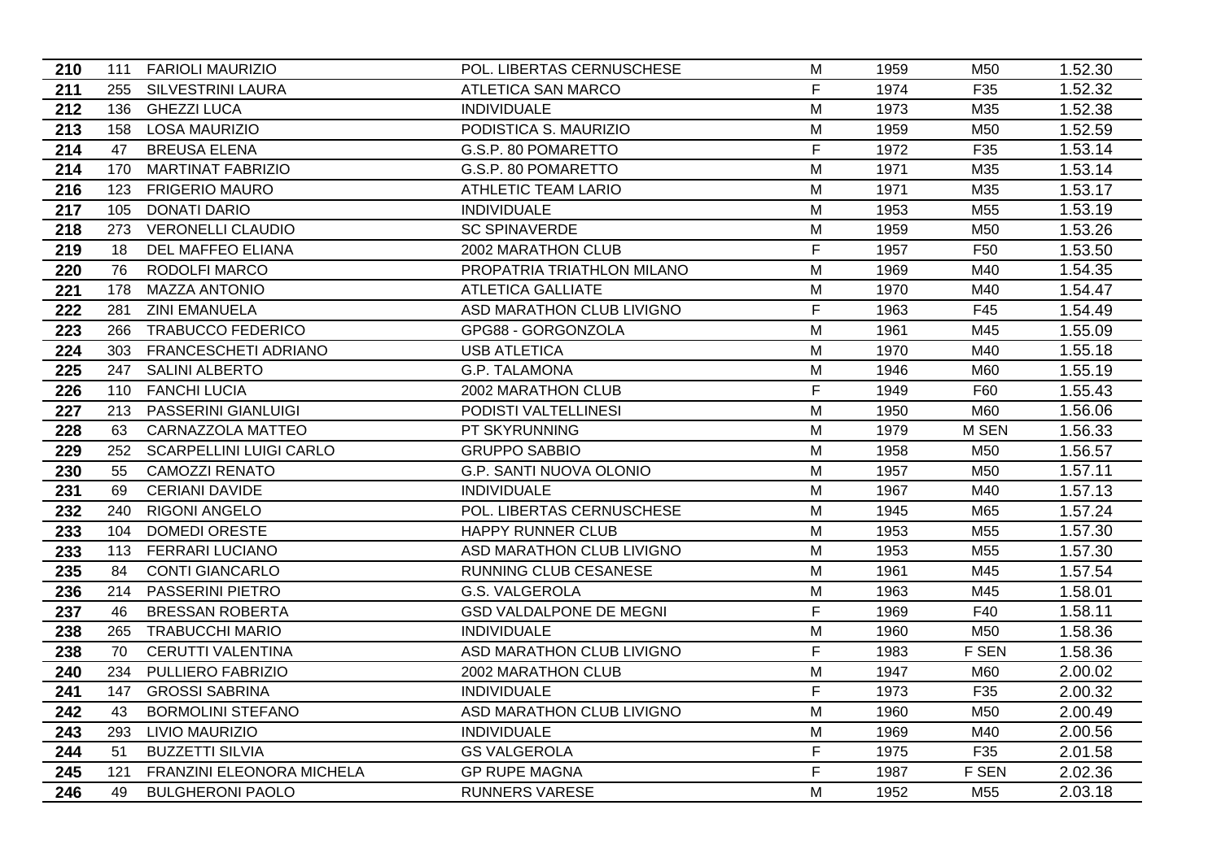| 210 | 111 | FARIOLI MAURIZIO | POL. LIBERTAS CERNUSCHESE | M | 1959 | M50 | 1.52.30 |
|---|---|---|---|---|---|---|---|
| 211 | 255 | SILVESTRINI LAURA | ATLETICA SAN MARCO | F | 1974 | F35 | 1.52.32 |
| 212 | 136 | GHEZZI LUCA | INDIVIDUALE | M | 1973 | M35 | 1.52.38 |
| 213 | 158 | LOSA MAURIZIO | PODISTICA S. MAURIZIO | M | 1959 | M50 | 1.52.59 |
| 214 | 47 | BREUSA ELENA | G.S.P. 80 POMARETTO | F | 1972 | F35 | 1.53.14 |
| 214 | 170 | MARTINAT FABRIZIO | G.S.P. 80 POMARETTO | M | 1971 | M35 | 1.53.14 |
| 216 | 123 | FRIGERIO MAURO | ATHLETIC TEAM LARIO | M | 1971 | M35 | 1.53.17 |
| 217 | 105 | DONATI DARIO | INDIVIDUALE | M | 1953 | M55 | 1.53.19 |
| 218 | 273 | VERONELLI CLAUDIO | SC SPINAVERDE | M | 1959 | M50 | 1.53.26 |
| 219 | 18 | DEL MAFFEO ELIANA | 2002 MARATHON CLUB | F | 1957 | F50 | 1.53.50 |
| 220 | 76 | RODOLFI MARCO | PROPATRIA TRIATHLON MILANO | M | 1969 | M40 | 1.54.35 |
| 221 | 178 | MAZZA ANTONIO | ATLETICA GALLIATE | M | 1970 | M40 | 1.54.47 |
| 222 | 281 | ZINI EMANUELA | ASD MARATHON CLUB LIVIGNO | F | 1963 | F45 | 1.54.49 |
| 223 | 266 | TRABUCCO FEDERICO | GPG88 - GORGONZOLA | M | 1961 | M45 | 1.55.09 |
| 224 | 303 | FRANCESCHETI ADRIANO | USB ATLETICA | M | 1970 | M40 | 1.55.18 |
| 225 | 247 | SALINI ALBERTO | G.P. TALAMONA | M | 1946 | M60 | 1.55.19 |
| 226 | 110 | FANCHI LUCIA | 2002 MARATHON CLUB | F | 1949 | F60 | 1.55.43 |
| 227 | 213 | PASSERINI GIANLUIGI | PODISTI VALTELLINESI | M | 1950 | M60 | 1.56.06 |
| 228 | 63 | CARNAZZOLA MATTEO | PT SKYRUNNING | M | 1979 | M SEN | 1.56.33 |
| 229 | 252 | SCARPELLINI LUIGI CARLO | GRUPPO SABBIO | M | 1958 | M50 | 1.56.57 |
| 230 | 55 | CAMOZZI RENATO | G.P. SANTI NUOVA OLONIO | M | 1957 | M50 | 1.57.11 |
| 231 | 69 | CERIANI DAVIDE | INDIVIDUALE | M | 1967 | M40 | 1.57.13 |
| 232 | 240 | RIGONI ANGELO | POL. LIBERTAS CERNUSCHESE | M | 1945 | M65 | 1.57.24 |
| 233 | 104 | DOMEDI ORESTE | HAPPY RUNNER CLUB | M | 1953 | M55 | 1.57.30 |
| 233 | 113 | FERRARI LUCIANO | ASD MARATHON CLUB LIVIGNO | M | 1953 | M55 | 1.57.30 |
| 235 | 84 | CONTI GIANCARLO | RUNNING CLUB CESANESE | M | 1961 | M45 | 1.57.54 |
| 236 | 214 | PASSERINI PIETRO | G.S. VALGEROLA | M | 1963 | M45 | 1.58.01 |
| 237 | 46 | BRESSAN ROBERTA | GSD VALDALPONE DE MEGNI | F | 1969 | F40 | 1.58.11 |
| 238 | 265 | TRABUCCHI MARIO | INDIVIDUALE | M | 1960 | M50 | 1.58.36 |
| 238 | 70 | CERUTTI VALENTINA | ASD MARATHON CLUB LIVIGNO | F | 1983 | F SEN | 1.58.36 |
| 240 | 234 | PULLIERO FABRIZIO | 2002 MARATHON CLUB | M | 1947 | M60 | 2.00.02 |
| 241 | 147 | GROSSI SABRINA | INDIVIDUALE | F | 1973 | F35 | 2.00.32 |
| 242 | 43 | BORMOLINI STEFANO | ASD MARATHON CLUB LIVIGNO | M | 1960 | M50 | 2.00.49 |
| 243 | 293 | LIVIO MAURIZIO | INDIVIDUALE | M | 1969 | M40 | 2.00.56 |
| 244 | 51 | BUZZETTI SILVIA | GS VALGEROLA | F | 1975 | F35 | 2.01.58 |
| 245 | 121 | FRANZINI ELEONORA MICHELA | GP RUPE MAGNA | F | 1987 | F SEN | 2.02.36 |
| 246 | 49 | BULGHERONI PAOLO | RUNNERS VARESE | M | 1952 | M55 | 2.03.18 |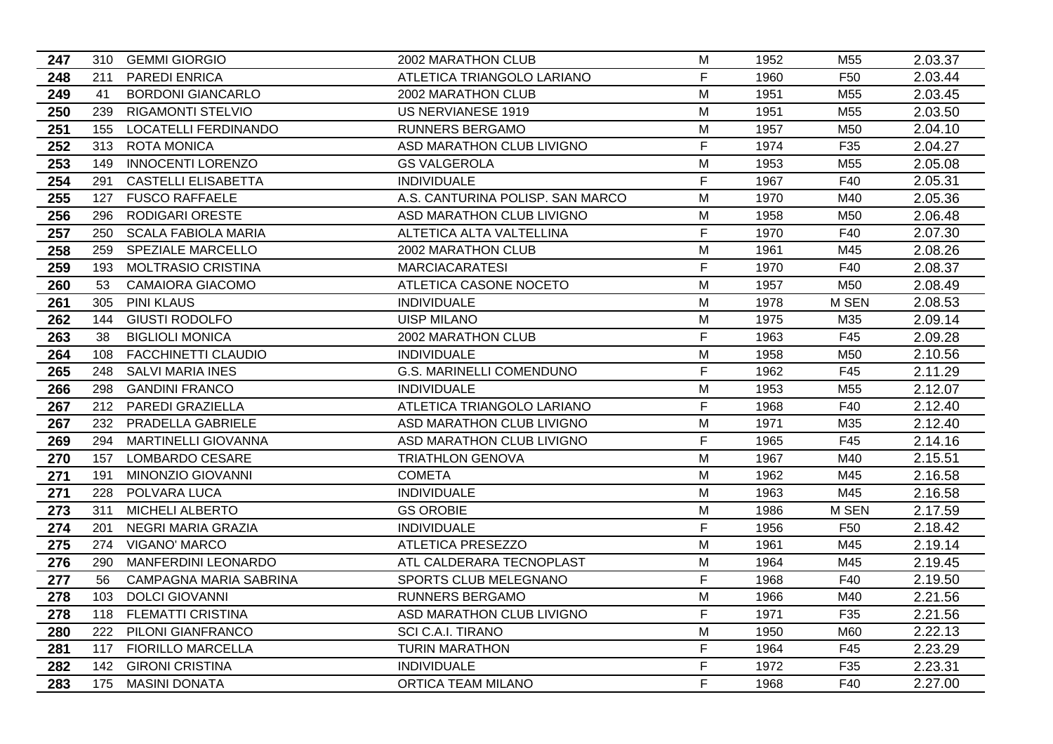| | | | | | | | |
|---|---|---|---|---|---|---|---|
| **247** | 310 | GEMMI GIORGIO | 2002 MARATHON CLUB | M | 1952 | M55 | 2.03.37 |
| **248** | 211 | PAREDI ENRICA | ATLETICA TRIANGOLO LARIANO | F | 1960 | F50 | 2.03.44 |
| **249** | 41 | BORDONI GIANCARLO | 2002 MARATHON CLUB | M | 1951 | M55 | 2.03.45 |
| **250** | 239 | RIGAMONTI STELVIO | US NERVIANESE 1919 | M | 1951 | M55 | 2.03.50 |
| **251** | 155 | LOCATELLI FERDINANDO | RUNNERS BERGAMO | M | 1957 | M50 | 2.04.10 |
| **252** | 313 | ROTA MONICA | ASD MARATHON CLUB LIVIGNO | F | 1974 | F35 | 2.04.27 |
| **253** | 149 | INNOCENTI LORENZO | GS VALGEROLA | M | 1953 | M55 | 2.05.08 |
| **254** | 291 | CASTELLI ELISABETTA | INDIVIDUALE | F | 1967 | F40 | 2.05.31 |
| **255** | 127 | FUSCO RAFFAELE | A.S. CANTURINA POLISP. SAN MARCO | M | 1970 | M40 | 2.05.36 |
| **256** | 296 | RODIGARI ORESTE | ASD MARATHON CLUB LIVIGNO | M | 1958 | M50 | 2.06.48 |
| **257** | 250 | SCALA FABIOLA MARIA | ALTETICA ALTA VALTELLINA | F | 1970 | F40 | 2.07.30 |
| **258** | 259 | SPEZIALE MARCELLO | 2002 MARATHON CLUB | M | 1961 | M45 | 2.08.26 |
| **259** | 193 | MOLTRASIO CRISTINA | MARCIACARATESI | F | 1970 | F40 | 2.08.37 |
| **260** | 53 | CAMAIORA GIACOMO | ATLETICA CASONE NOCETO | M | 1957 | M50 | 2.08.49 |
| **261** | 305 | PINI KLAUS | INDIVIDUALE | M | 1978 | M SEN | 2.08.53 |
| **262** | 144 | GIUSTI RODOLFO | UISP MILANO | M | 1975 | M35 | 2.09.14 |
| **263** | 38 | BIGLIOLI MONICA | 2002 MARATHON CLUB | F | 1963 | F45 | 2.09.28 |
| **264** | 108 | FACCHINETTI CLAUDIO | INDIVIDUALE | M | 1958 | M50 | 2.10.56 |
| **265** | 248 | SALVI MARIA INES | G.S. MARINELLI COMENDUNO | F | 1962 | F45 | 2.11.29 |
| **266** | 298 | GANDINI FRANCO | INDIVIDUALE | M | 1953 | M55 | 2.12.07 |
| **267** | 212 | PAREDI GRAZIELLA | ATLETICA TRIANGOLO LARIANO | F | 1968 | F40 | 2.12.40 |
| **267** | 232 | PRADELLA GABRIELE | ASD MARATHON CLUB LIVIGNO | M | 1971 | M35 | 2.12.40 |
| **269** | 294 | MARTINELLI GIOVANNA | ASD MARATHON CLUB LIVIGNO | F | 1965 | F45 | 2.14.16 |
| **270** | 157 | LOMBARDO CESARE | TRIATHLON GENOVA | M | 1967 | M40 | 2.15.51 |
| **271** | 191 | MINONZIO GIOVANNI | COMETA | M | 1962 | M45 | 2.16.58 |
| **271** | 228 | POLVARA LUCA | INDIVIDUALE | M | 1963 | M45 | 2.16.58 |
| **273** | 311 | MICHELI ALBERTO | GS OROBIE | M | 1986 | M SEN | 2.17.59 |
| **274** | 201 | NEGRI MARIA GRAZIA | INDIVIDUALE | F | 1956 | F50 | 2.18.42 |
| **275** | 274 | VIGANO' MARCO | ATLETICA PRESEZZO | M | 1961 | M45 | 2.19.14 |
| **276** | 290 | MANFERDINI LEONARDO | ATL CALDERARA TECNOPLAST | M | 1964 | M45 | 2.19.45 |
| **277** | 56 | CAMPAGNA MARIA SABRINA | SPORTS CLUB MELEGNANO | F | 1968 | F40 | 2.19.50 |
| **278** | 103 | DOLCI GIOVANNI | RUNNERS BERGAMO | M | 1966 | M40 | 2.21.56 |
| **278** | 118 | FLEMATTI CRISTINA | ASD MARATHON CLUB LIVIGNO | F | 1971 | F35 | 2.21.56 |
| **280** | 222 | PILONI GIANFRANCO | SCI C.A.I. TIRANO | M | 1950 | M60 | 2.22.13 |
| **281** | 117 | FIORILLO MARCELLA | TURIN MARATHON | F | 1964 | F45 | 2.23.29 |
| **282** | 142 | GIRONI CRISTINA | INDIVIDUALE | F | 1972 | F35 | 2.23.31 |
| **283** | 175 | MASINI DONATA | ORTICA TEAM MILANO | F | 1968 | F40 | 2.27.00 |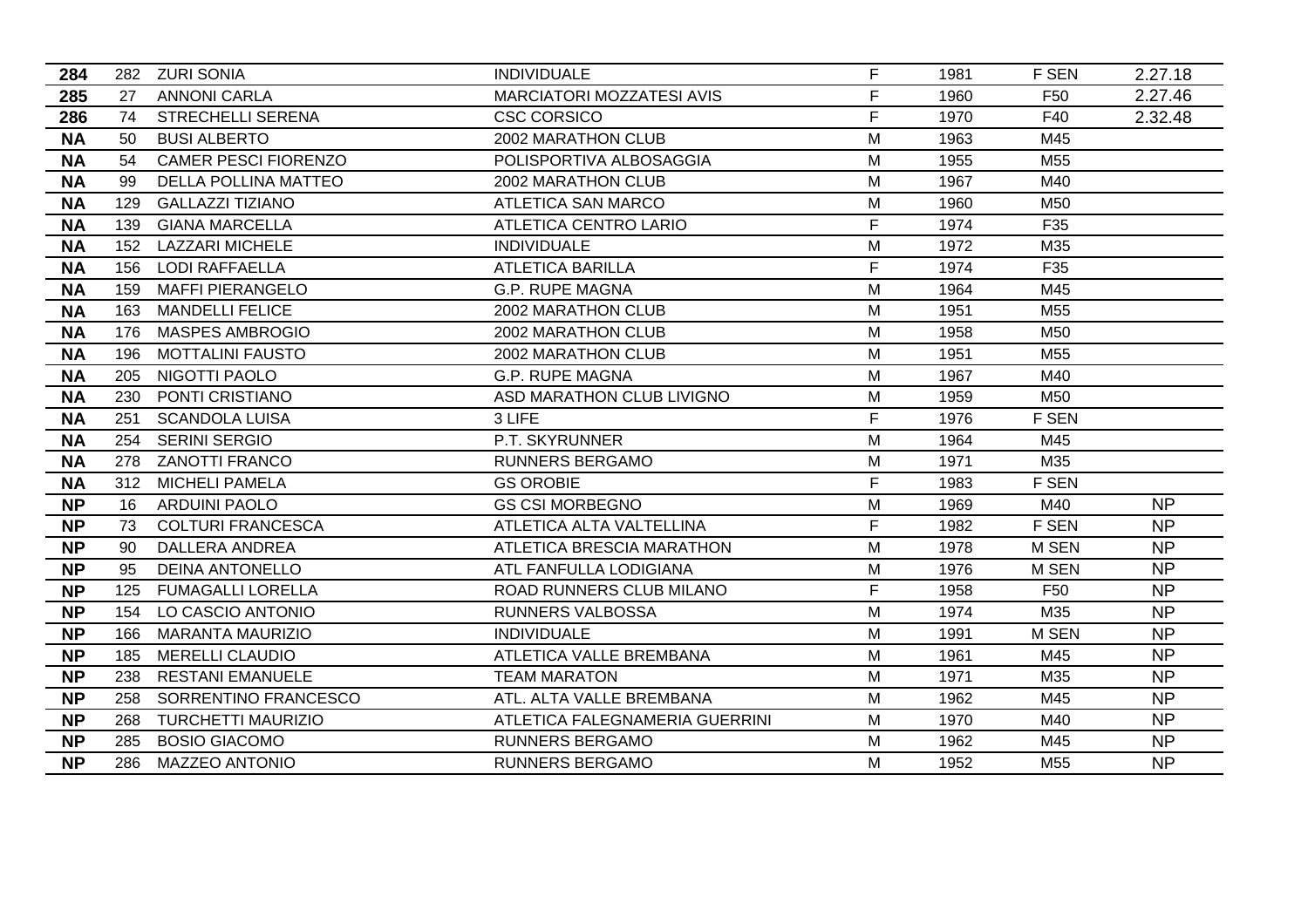| | | | | | | | |
|---|---|---|---|---|---|---|---|
| **284** | 282 | ZURI SONIA | INDIVIDUALE | F | 1981 | F SEN | 2.27.18 |
| **285** | 27 | ANNONI CARLA | MARCIATORI MOZZATESI AVIS | F | 1960 | F50 | 2.27.46 |
| **286** | 74 | STRECHELLI SERENA | CSC CORSICO | F | 1970 | F40 | 2.32.48 |
| **NA** | 50 | BUSI ALBERTO | 2002 MARATHON CLUB | M | 1963 | M45 | |
| **NA** | 54 | CAMER PESCI FIORENZO | POLISPORTIVA ALBOSAGGIA | M | 1955 | M55 | |
| **NA** | 99 | DELLA POLLINA MATTEO | 2002 MARATHON CLUB | M | 1967 | M40 | |
| **NA** | 129 | GALLAZZI TIZIANO | ATLETICA SAN MARCO | M | 1960 | M50 | |
| **NA** | 139 | GIANA MARCELLA | ATLETICA CENTRO LARIO | F | 1974 | F35 | |
| **NA** | 152 | LAZZARI MICHELE | INDIVIDUALE | M | 1972 | M35 | |
| **NA** | 156 | LODI RAFFAELLA | ATLETICA BARILLA | F | 1974 | F35 | |
| **NA** | 159 | MAFFI PIERANGELO | G.P. RUPE MAGNA | M | 1964 | M45 | |
| **NA** | 163 | MANDELLI FELICE | 2002 MARATHON CLUB | M | 1951 | M55 | |
| **NA** | 176 | MASPES AMBROGIO | 2002 MARATHON CLUB | M | 1958 | M50 | |
| **NA** | 196 | MOTTALINI FAUSTO | 2002 MARATHON CLUB | M | 1951 | M55 | |
| **NA** | 205 | NIGOTTI PAOLO | G.P. RUPE MAGNA | M | 1967 | M40 | |
| **NA** | 230 | PONTI CRISTIANO | ASD MARATHON CLUB LIVIGNO | M | 1959 | M50 | |
| **NA** | 251 | SCANDOLA LUISA | 3 LIFE | F | 1976 | F SEN | |
| **NA** | 254 | SERINI SERGIO | P.T. SKYRUNNER | M | 1964 | M45 | |
| **NA** | 278 | ZANOTTI FRANCO | RUNNERS BERGAMO | M | 1971 | M35 | |
| **NA** | 312 | MICHELI PAMELA | GS OROBIE | F | 1983 | F SEN | |
| **NP** | 16 | ARDUINI PAOLO | GS CSI MORBEGNO | M | 1969 | M40 | NP |
| **NP** | 73 | COLTURI FRANCESCA | ATLETICA ALTA VALTELLINA | F | 1982 | F SEN | NP |
| **NP** | 90 | DALLERA ANDREA | ATLETICA BRESCIA MARATHON | M | 1978 | M SEN | NP |
| **NP** | 95 | DEINA ANTONELLO | ATL FANFULLA LODIGIANA | M | 1976 | M SEN | NP |
| **NP** | 125 | FUMAGALLI LORELLA | ROAD RUNNERS CLUB MILANO | F | 1958 | F50 | NP |
| **NP** | 154 | LO CASCIO ANTONIO | RUNNERS VALBOSSA | M | 1974 | M35 | NP |
| **NP** | 166 | MARANTA MAURIZIO | INDIVIDUALE | M | 1991 | M SEN | NP |
| **NP** | 185 | MERELLI CLAUDIO | ATLETICA VALLE BREMBANA | M | 1961 | M45 | NP |
| **NP** | 238 | RESTANI EMANUELE | TEAM MARATON | M | 1971 | M35 | NP |
| **NP** | 258 | SORRENTINO FRANCESCO | ATL. ALTA VALLE BREMBANA | M | 1962 | M45 | NP |
| **NP** | 268 | TURCHETTI MAURIZIO | ATLETICA FALEGNAMERIA GUERRINI | M | 1970 | M40 | NP |
| **NP** | 285 | BOSIO GIACOMO | RUNNERS BERGAMO | M | 1962 | M45 | NP |
| **NP** | 286 | MAZZEO ANTONIO | RUNNERS BERGAMO | M | 1952 | M55 | NP |